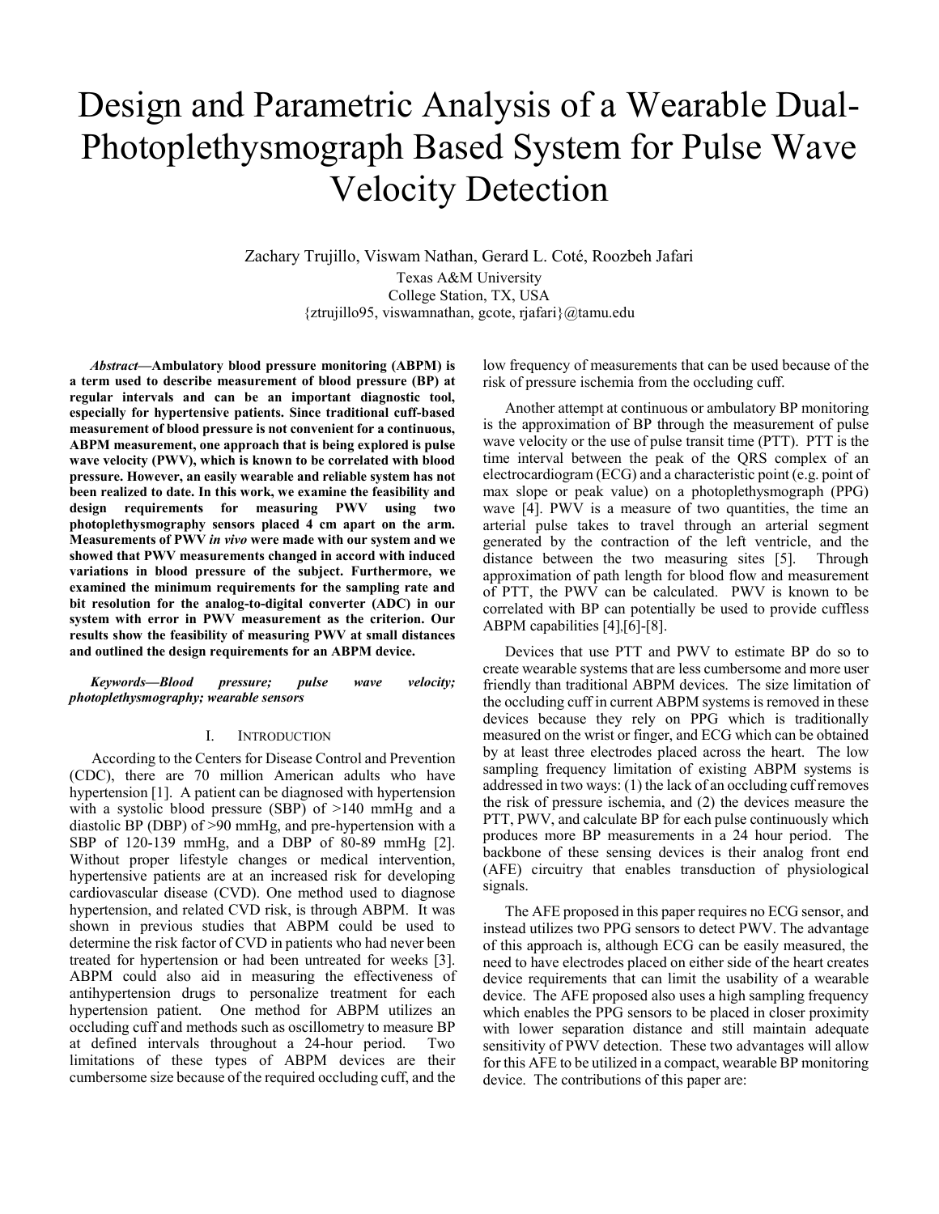# Design and Parametric Analysis of a Wearable Dual-Photoplethysmograph Based System for Pulse Wave Velocity Detection

Zachary Trujillo, Viswam Nathan, Gerard L. Coté, Roozbeh Jafari

Texas A&M University
College Station, TX, USA
{ztrujillo95, viswamnathan, gcote, rjafari}@tamu.edu

***Abstract*—Ambulatory blood pressure monitoring (ABPM) is a term used to describe measurement of blood pressure (BP) at regular intervals and can be an important diagnostic tool, especially for hypertensive patients. Since traditional cuff-based measurement of blood pressure is not convenient for a continuous, ABPM measurement, one approach that is being explored is pulse wave velocity (PWV), which is known to be correlated with blood pressure. However, an easily wearable and reliable system has not been realized to date. In this work, we examine the feasibility and design requirements for measuring PWV using two photoplethysmography sensors placed 4 cm apart on the arm. Measurements of PWV *in vivo* were made with our system and we showed that PWV measurements changed in accord with induced variations in blood pressure of the subject. Furthermore, we examined the minimum requirements for the sampling rate and bit resolution for the analog-to-digital converter (ADC) in our system with error in PWV measurement as the criterion. Our results show the feasibility of measuring PWV at small distances and outlined the design requirements for an ABPM device.**

***Keywords*—*Blood pressure; pulse wave velocity; photoplethysmography; wearable sensors***

## I. INTRODUCTION

According to the Centers for Disease Control and Prevention (CDC), there are 70 million American adults who have hypertension [1]. A patient can be diagnosed with hypertension with a systolic blood pressure (SBP) of >140 mmHg and a diastolic BP (DBP) of >90 mmHg, and pre-hypertension with a SBP of 120-139 mmHg, and a DBP of 80-89 mmHg [2]. Without proper lifestyle changes or medical intervention, hypertensive patients are at an increased risk for developing cardiovascular disease (CVD). One method used to diagnose hypertension, and related CVD risk, is through ABPM. It was shown in previous studies that ABPM could be used to determine the risk factor of CVD in patients who had never been treated for hypertension or had been untreated for weeks [3]. ABPM could also aid in measuring the effectiveness of antihypertension drugs to personalize treatment for each hypertension patient. One method for ABPM utilizes an occluding cuff and methods such as oscillometry to measure BP at defined intervals throughout a 24-hour period. Two limitations of these types of ABPM devices are their cumbersome size because of the required occluding cuff, and the low frequency of measurements that can be used because of the risk of pressure ischemia from the occluding cuff.

Another attempt at continuous or ambulatory BP monitoring is the approximation of BP through the measurement of pulse wave velocity or the use of pulse transit time (PTT). PTT is the time interval between the peak of the QRS complex of an electrocardiogram (ECG) and a characteristic point (e.g. point of max slope or peak value) on a photoplethysmograph (PPG) wave [4]. PWV is a measure of two quantities, the time an arterial pulse takes to travel through an arterial segment generated by the contraction of the left ventricle, and the distance between the two measuring sites [5]. Through approximation of path length for blood flow and measurement of PTT, the PWV can be calculated. PWV is known to be correlated with BP can potentially be used to provide cuffless ABPM capabilities [4],[6]-[8].

Devices that use PTT and PWV to estimate BP do so to create wearable systems that are less cumbersome and more user friendly than traditional ABPM devices. The size limitation of the occluding cuff in current ABPM systems is removed in these devices because they rely on PPG which is traditionally measured on the wrist or finger, and ECG which can be obtained by at least three electrodes placed across the heart. The low sampling frequency limitation of existing ABPM systems is addressed in two ways: (1) the lack of an occluding cuff removes the risk of pressure ischemia, and (2) the devices measure the PTT, PWV, and calculate BP for each pulse continuously which produces more BP measurements in a 24 hour period. The backbone of these sensing devices is their analog front end (AFE) circuitry that enables transduction of physiological signals.

The AFE proposed in this paper requires no ECG sensor, and instead utilizes two PPG sensors to detect PWV. The advantage of this approach is, although ECG can be easily measured, the need to have electrodes placed on either side of the heart creates device requirements that can limit the usability of a wearable device. The AFE proposed also uses a high sampling frequency which enables the PPG sensors to be placed in closer proximity with lower separation distance and still maintain adequate sensitivity of PWV detection. These two advantages will allow for this AFE to be utilized in a compact, wearable BP monitoring device. The contributions of this paper are: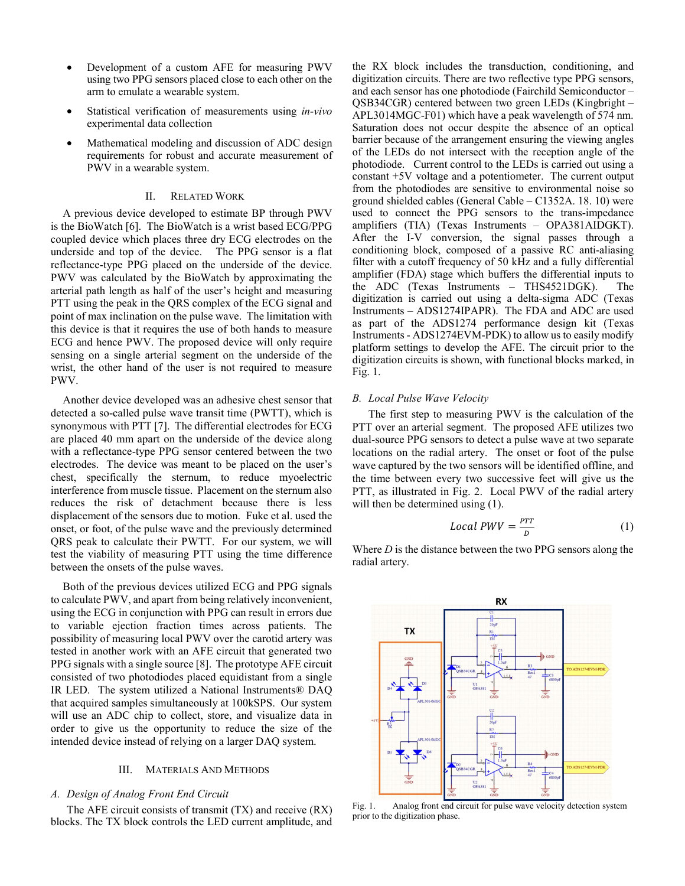- Development of a custom AFE for measuring PWV using two PPG sensors placed close to each other on the arm to emulate a wearable system.
- Statistical verification of measurements using *in-vivo* experimental data collection
- Mathematical modeling and discussion of ADC design requirements for robust and accurate measurement of PWV in a wearable system.

## II. Related Work

A previous device developed to estimate BP through PWV is the BioWatch [6]. The BioWatch is a wrist based ECG/PPG coupled device which places three dry ECG electrodes on the underside and top of the device. The PPG sensor is a flat reflectance-type PPG placed on the underside of the device. PWV was calculated by the BioWatch by approximating the arterial path length as half of the user's height and measuring PTT using the peak in the QRS complex of the ECG signal and point of max inclination on the pulse wave. The limitation with this device is that it requires the use of both hands to measure ECG and hence PWV. The proposed device will only require sensing on a single arterial segment on the underside of the wrist, the other hand of the user is not required to measure PWV.

Another device developed was an adhesive chest sensor that detected a so-called pulse wave transit time (PWTT), which is synonymous with PTT [7]. The differential electrodes for ECG are placed 40 mm apart on the underside of the device along with a reflectance-type PPG sensor centered between the two electrodes. The device was meant to be placed on the user's chest, specifically the sternum, to reduce myoelectric interference from muscle tissue. Placement on the sternum also reduces the risk of detachment because there is less displacement of the sensors due to motion. Fuke et al. used the onset, or foot, of the pulse wave and the previously determined QRS peak to calculate their PWTT. For our system, we will test the viability of measuring PTT using the time difference between the onsets of the pulse waves.

Both of the previous devices utilized ECG and PPG signals to calculate PWV, and apart from being relatively inconvenient, using the ECG in conjunction with PPG can result in errors due to variable ejection fraction times across patients. The possibility of measuring local PWV over the carotid artery was tested in another work with an AFE circuit that generated two PPG signals with a single source [8]. The prototype AFE circuit consisted of two photodiodes placed equidistant from a single IR LED. The system utilized a National Instruments® DAQ that acquired samples simultaneously at 100kSPS. Our system will use an ADC chip to collect, store, and visualize data in order to give us the opportunity to reduce the size of the intended device instead of relying on a larger DAQ system.

## III. Materials And Methods

### A. Design of Analog Front End Circuit

The AFE circuit consists of transmit (TX) and receive (RX) blocks. The TX block controls the LED current amplitude, and the RX block includes the transduction, conditioning, and digitization circuits. There are two reflective type PPG sensors, and each sensor has one photodiode (Fairchild Semiconductor – QSB34CGR) centered between two green LEDs (Kingbright – APL3014MGC-F01) which have a peak wavelength of 574 nm. Saturation does not occur despite the absence of an optical barrier because of the arrangement ensuring the viewing angles of the LEDs do not intersect with the reception angle of the photodiode. Current control to the LEDs is carried out using a constant +5V voltage and a potentiometer. The current output from the photodiodes are sensitive to environmental noise so ground shielded cables (General Cable – C1352A. 18. 10) were used to connect the PPG sensors to the trans-impedance amplifiers (TIA) (Texas Instruments – OPA381AIDGKT). After the I-V conversion, the signal passes through a conditioning block, composed of a passive RC anti-aliasing filter with a cutoff frequency of 50 kHz and a fully differential amplifier (FDA) stage which buffers the differential inputs to the ADC (Texas Instruments – THS4521DGK). The digitization is carried out using a delta-sigma ADC (Texas Instruments – ADS1274IPAPR). The FDA and ADC are used as part of the ADS1274 performance design kit (Texas Instruments - ADS1274EVM-PDK) to allow us to easily modify platform settings to develop the AFE. The circuit prior to the digitization circuits is shown, with functional blocks marked, in Fig. 1.

### B. Local Pulse Wave Velocity

The first step to measuring PWV is the calculation of the PTT over an arterial segment. The proposed AFE utilizes two dual-source PPG sensors to detect a pulse wave at two separate locations on the radial artery. The onset or foot of the pulse wave captured by the two sensors will be identified offline, and the time between every two successive feet will give us the PTT, as illustrated in Fig. 2. Local PWV of the radial artery will then be determined using (1).

$$Local\ PWV = \frac{PTT}{D} \tag{1}$$

Where *D* is the distance between the two PPG sensors along the radial artery.

RX

TX

C1 20pF

R1 1M

+5V

C5 1.5uF

GND

D1 QSB34CGR

U1 OPA381

R3 Res1 47

C3 6800pF

TO ADS1274EVM-PDK

D4 D3

APL3014MGC

+5V

R5 1K

APL3014MGC

D5 D6

C2 20pF

R2 1M

+5V

C6 1.5uF

GND

D2 QSB34CGR

U2 OPA381

R4 Res1 47

C4 6800pF

TO ADS1274EVM-PDK

GND

Fig. 1. Analog front end circuit for pulse wave velocity detection system prior to the digitization phase.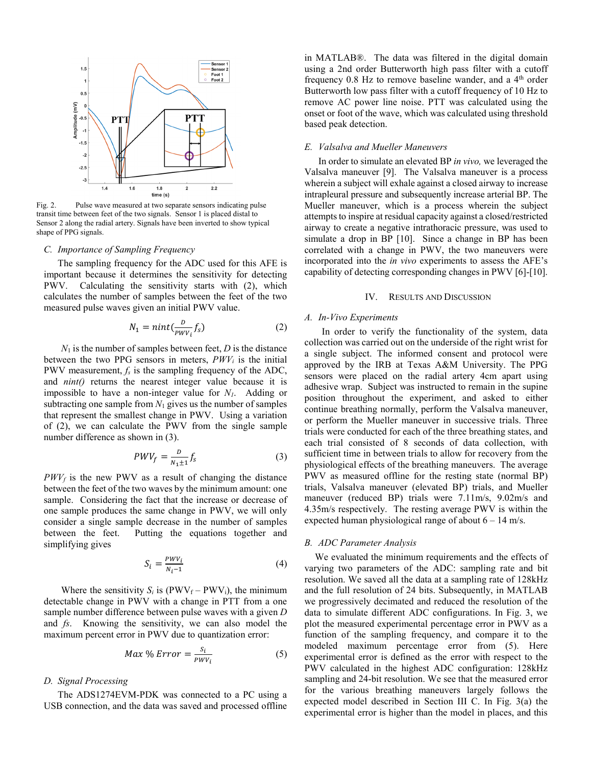Sensor 1
Sensor 2
Foot 1
Foot 2

PTT

PTT

Amplitude (mV)

time (s)

1.5
1
0.5
0
-0.5
-1
-1.5
-2
-2.5
-3

1.4
1.6
1.8
2
2.2

Fig. 2. Pulse wave measured at two separate sensors indicating pulse transit time between feet of the two signals. Sensor 1 is placed distal to Sensor 2 along the radial artery. Signals have been inverted to show typical shape of PPG signals.

### *C. Importance of Sampling Frequency*

The sampling frequency for the ADC used for this AFE is important because it determines the sensitivity for detecting PWV. Calculating the sensitivity starts with (2), which calculates the number of samples between the feet of the two measured pulse waves given an initial PWV value.

$$N_1 = nint(\frac{D}{PWV_i} f_s) \tag{2}$$

$N_1$ is the number of samples between feet, $D$ is the distance between the two PPG sensors in meters, $PWV_i$ is the initial PWV measurement, $f_s$ is the sampling frequency of the ADC, and *nint()* returns the nearest integer value because it is impossible to have a non-integer value for $N_1$. Adding or subtracting one sample from $N_1$ gives us the number of samples that represent the smallest change in PWV. Using a variation of (2), we can calculate the PWV from the single sample number difference as shown in (3).

$$PWV_f = \frac{D}{N_1 \pm 1} f_s \tag{3}$$

$PWV_f$ is the new PWV as a result of changing the distance between the feet of the two waves by the minimum amount: one sample. Considering the fact that the increase or decrease of one sample produces the same change in PWV, we will only consider a single sample decrease in the number of samples between the feet. Putting the equations together and simplifying gives

$$S_i = \frac{PWV_i}{N_i - 1} \tag{4}$$

Where the sensitivity $S_i$ is ($PWV_f - PWV_i$), the minimum detectable change in PWV with a change in PTT from a one sample number difference between pulse waves with a given $D$ and $fs$. Knowing the sensitivity, we can also model the maximum percent error in PWV due to quantization error:

$$Max\ \%\ Error = \frac{S_i}{PWV_i} \tag{5}$$

### *D. Signal Processing*

The ADS1274EVM-PDK was connected to a PC using a USB connection, and the data was saved and processed offline in MATLAB®. The data was filtered in the digital domain using a 2nd order Butterworth high pass filter with a cutoff frequency 0.8 Hz to remove baseline wander, and a 4[th] order Butterworth low pass filter with a cutoff frequency of 10 Hz to remove AC power line noise. PTT was calculated using the onset or foot of the wave, which was calculated using threshold based peak detection.

### *E. Valsalva and Mueller Maneuvers*

In order to simulate an elevated BP *in vivo,* we leveraged the Valsalva maneuver [9]. The Valsalva maneuver is a process wherein a subject will exhale against a closed airway to increase intrapleural pressure and subsequently increase arterial BP. The Mueller maneuver, which is a process wherein the subject attempts to inspire at residual capacity against a closed/restricted airway to create a negative intrathoracic pressure, was used to simulate a drop in BP [10]. Since a change in BP has been correlated with a change in PWV, the two maneuvers were incorporated into the *in vivo* experiments to assess the AFE's capability of detecting corresponding changes in PWV [6]-[10].

## IV. Results and Discussion

### *A. In-Vivo Experiments*

In order to verify the functionality of the system, data collection was carried out on the underside of the right wrist for a single subject. The informed consent and protocol were approved by the IRB at Texas A&M University. The PPG sensors were placed on the radial artery 4cm apart using adhesive wrap. Subject was instructed to remain in the supine position throughout the experiment, and asked to either continue breathing normally, perform the Valsalva maneuver, or perform the Mueller maneuver in successive trials. Three trials were conducted for each of the three breathing states, and each trial consisted of 8 seconds of data collection, with sufficient time in between trials to allow for recovery from the physiological effects of the breathing maneuvers. The average PWV as measured offline for the resting state (normal BP) trials, Valsalva maneuver (elevated BP) trials, and Mueller maneuver (reduced BP) trials were 7.11m/s, 9.02m/s and 4.35m/s respectively. The resting average PWV is within the expected human physiological range of about 6 – 14 m/s.

### *B. ADC Parameter Analysis*

We evaluated the minimum requirements and the effects of varying two parameters of the ADC: sampling rate and bit resolution. We saved all the data at a sampling rate of 128kHz and the full resolution of 24 bits. Subsequently, in MATLAB we progressively decimated and reduced the resolution of the data to simulate different ADC configurations. In Fig. 3, we plot the measured experimental percentage error in PWV as a function of the sampling frequency, and compare it to the modeled maximum percentage error from (5). Here experimental error is defined as the error with respect to the PWV calculated in the highest ADC configuration: 128kHz sampling and 24-bit resolution. We see that the measured error for the various breathing maneuvers largely follows the expected model described in Section III C. In Fig. 3(a) the experimental error is higher than the model in places, and this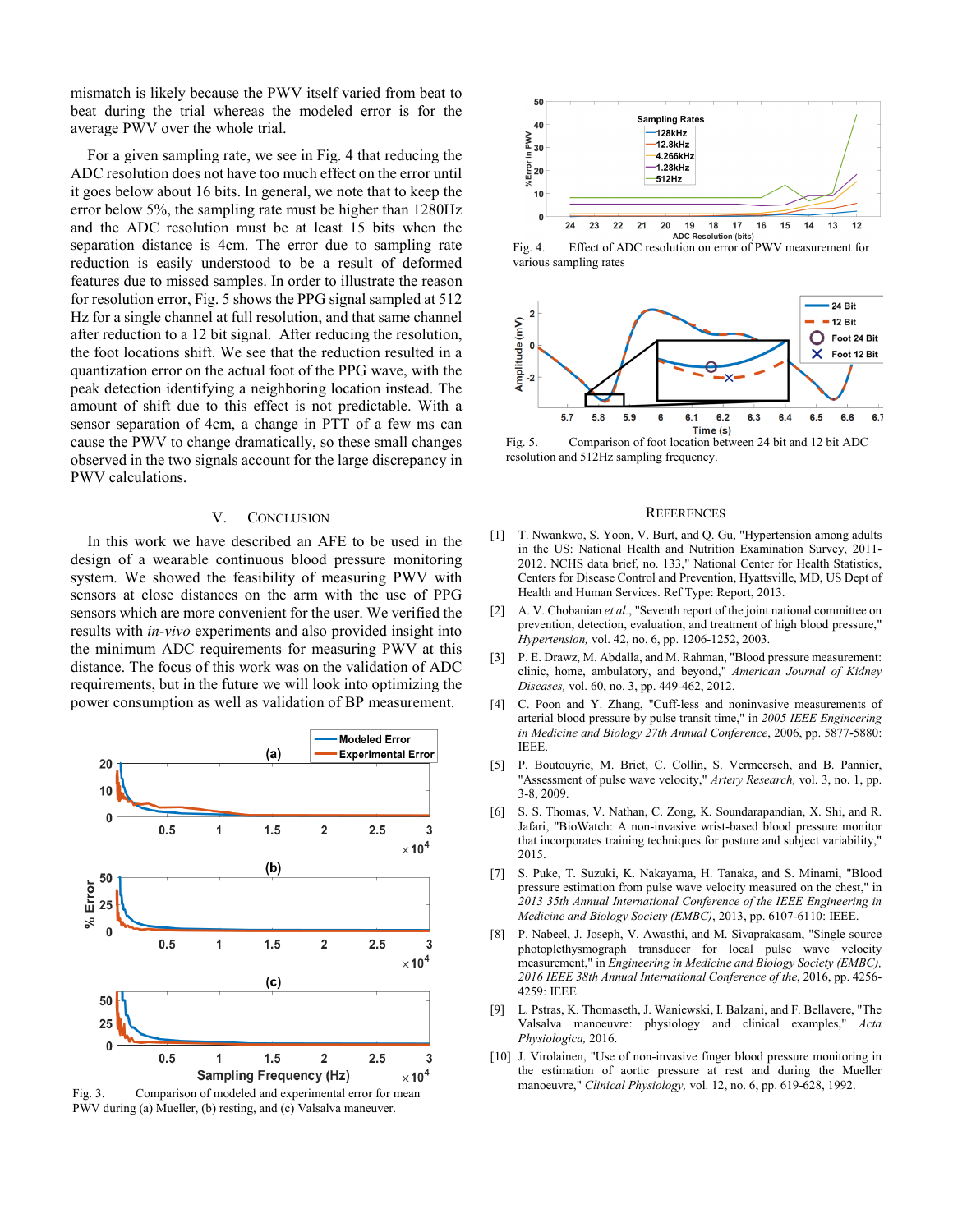mismatch is likely because the PWV itself varied from beat to beat during the trial whereas the modeled error is for the average PWV over the whole trial.

For a given sampling rate, we see in Fig. 4 that reducing the ADC resolution does not have too much effect on the error until it goes below about 16 bits. In general, we note that to keep the error below 5%, the sampling rate must be higher than 1280Hz and the ADC resolution must be at least 15 bits when the separation distance is 4cm. The error due to sampling rate reduction is easily understood to be a result of deformed features due to missed samples. In order to illustrate the reason for resolution error, Fig. 5 shows the PPG signal sampled at 512 Hz for a single channel at full resolution, and that same channel after reduction to a 12 bit signal. After reducing the resolution, the foot locations shift. We see that the reduction resulted in a quantization error on the actual foot of the PPG wave, with the peak detection identifying a neighboring location instead. The amount of shift due to this effect is not predictable. With a sensor separation of 4cm, a change in PTT of a few ms can cause the PWV to change dramatically, so these small changes observed in the two signals account for the large discrepancy in PWV calculations.

## V. Conclusion

In this work we have described an AFE to be used in the design of a wearable continuous blood pressure monitoring system. We showed the feasibility of measuring PWV with sensors at close distances on the arm with the use of PPG sensors which are more convenient for the user. We verified the results with *in-vivo* experiments and also provided insight into the minimum ADC requirements for measuring PWV at this distance. The focus of this work was on the validation of ADC requirements, but in the future we will look into optimizing the power consumption as well as validation of BP measurement.

Modeled Error
Experimental Error
(a)
20
10
0
0.5 1 1.5 2 2.5 3
$\times 10^4$
(b)
% Error
50
25
0
0.5 1 1.5 2 2.5 3
$\times 10^4$
(c)
50
25
0
0.5 1 1.5 2 2.5 3
Sampling Frequency (Hz)
$\times 10^4$

Fig. 3. Comparison of modeled and experimental error for mean PWV during (a) Mueller, (b) resting, and (c) Valsalva maneuver.

%Error in PWV
50
40
30
20
10
0
Sampling Rates
128kHz
12.8kHz
4.266kHz
1.28kHz
512Hz
24 23 22 21 20 19 18 17 16 15 14 13 12
ADC Resolution (bits)

Fig. 4. Effect of ADC resolution on error of PWV measurement for various sampling rates

Amplitude (mV)
2
0
-2
24 Bit
12 Bit
Foot 24 Bit
Foot 12 Bit
5.7 5.8 5.9 6 6.1 6.2 6.3 6.4 6.5 6.6 6.7
Time (s)

Fig. 5. Comparison of foot location between 24 bit and 12 bit ADC resolution and 512Hz sampling frequency.

## References

[1] T. Nwankwo, S. Yoon, V. Burt, and Q. Gu, "Hypertension among adults in the US: National Health and Nutrition Examination Survey, 2011-2012. NCHS data brief, no. 133," National Center for Health Statistics, Centers for Disease Control and Prevention, Hyattsville, MD, US Dept of Health and Human Services. Ref Type: Report, 2013.

[2] A. V. Chobanian *et al.*, "Seventh report of the joint national committee on prevention, detection, evaluation, and treatment of high blood pressure," *Hypertension,* vol. 42, no. 6, pp. 1206-1252, 2003.

[3] P. E. Drawz, M. Abdalla, and M. Rahman, "Blood pressure measurement: clinic, home, ambulatory, and beyond," *American Journal of Kidney Diseases,* vol. 60, no. 3, pp. 449-462, 2012.

[4] C. Poon and Y. Zhang, "Cuff-less and noninvasive measurements of arterial blood pressure by pulse transit time," in *2005 IEEE Engineering in Medicine and Biology 27th Annual Conference*, 2006, pp. 5877-5880: IEEE.

[5] P. Boutouyrie, M. Briet, C. Collin, S. Vermeersch, and B. Pannier, "Assessment of pulse wave velocity," *Artery Research,* vol. 3, no. 1, pp. 3-8, 2009.

[6] S. S. Thomas, V. Nathan, C. Zong, K. Soundarapandian, X. Shi, and R. Jafari, "BioWatch: A non-invasive wrist-based blood pressure monitor that incorporates training techniques for posture and subject variability," 2015.

[7] S. Puke, T. Suzuki, K. Nakayama, H. Tanaka, and S. Minami, "Blood pressure estimation from pulse wave velocity measured on the chest," in *2013 35th Annual International Conference of the IEEE Engineering in Medicine and Biology Society (EMBC)*, 2013, pp. 6107-6110: IEEE.

[8] P. Nabeel, J. Joseph, V. Awasthi, and M. Sivaprakasam, "Single source photoplethysmograph transducer for local pulse wave velocity measurement," in *Engineering in Medicine and Biology Society (EMBC), 2016 IEEE 38th Annual International Conference of the*, 2016, pp. 4256-4259: IEEE.

[9] L. Pstras, K. Thomaseth, J. Waniewski, I. Balzani, and F. Bellavere, "The Valsalva manoeuvre: physiology and clinical examples," *Acta Physiologica,* 2016.

[10] J. Virolainen, "Use of non-invasive finger blood pressure monitoring in the estimation of aortic pressure at rest and during the Mueller manoeuvre," *Clinical Physiology,* vol. 12, no. 6, pp. 619-628, 1992.